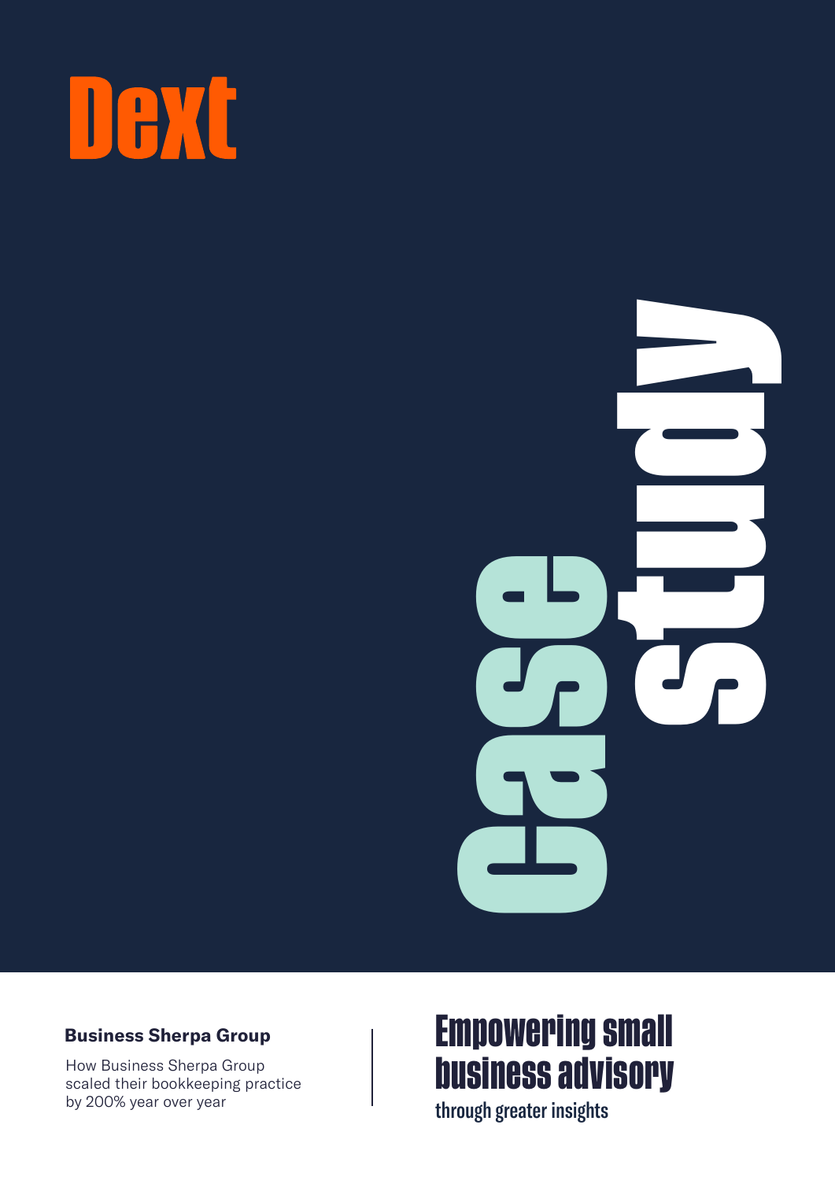# Dext

# Case study

**Business Sherpa Group**

How Business Sherpa Group scaled their bookkeeping practice by 200% year over year

## Empowering small business advisory

through greater insights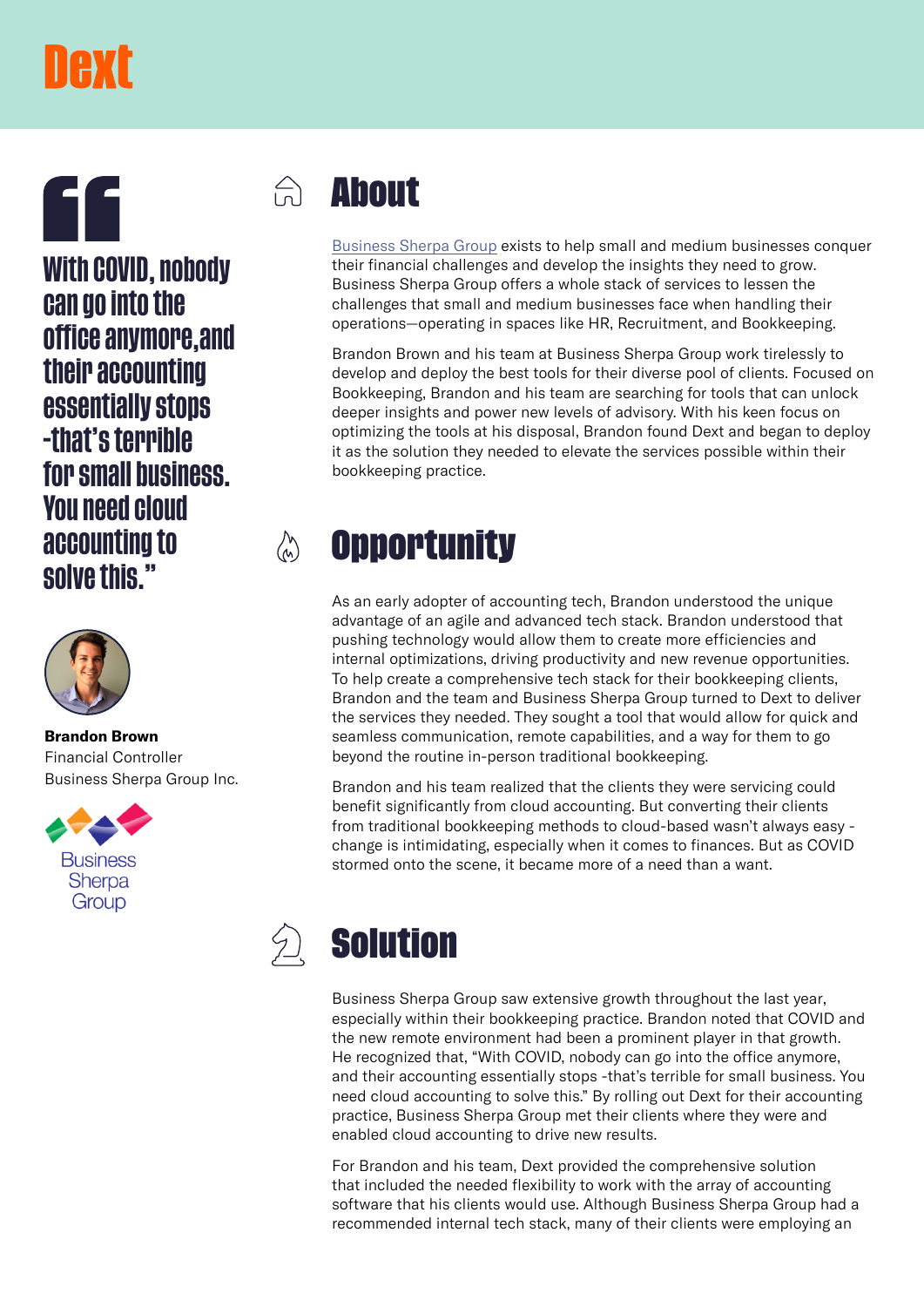# Dext

> "With COVID, nobody can go into the office anymore,and their accounting essentially stops -that's terrible for small business. You need cloud accounting to solve this."

**Brandon Brown**
Financial Controller
Business Sherpa Group Inc.

Business Sherpa Group

## About

Business Sherpa Group exists to help small and medium businesses conquer their financial challenges and develop the insights they need to grow. Business Sherpa Group offers a whole stack of services to lessen the challenges that small and medium businesses face when handling their operations—operating in spaces like HR, Recruitment, and Bookkeeping.

Brandon Brown and his team at Business Sherpa Group work tirelessly to develop and deploy the best tools for their diverse pool of clients. Focused on Bookkeeping, Brandon and his team are searching for tools that can unlock deeper insights and power new levels of advisory. With his keen focus on optimizing the tools at his disposal, Brandon found Dext and began to deploy it as the solution they needed to elevate the services possible within their bookkeeping practice.

## Opportunity

As an early adopter of accounting tech, Brandon understood the unique advantage of an agile and advanced tech stack. Brandon understood that pushing technology would allow them to create more efficiencies and internal optimizations, driving productivity and new revenue opportunities. To help create a comprehensive tech stack for their bookkeeping clients, Brandon and the team and Business Sherpa Group turned to Dext to deliver the services they needed. They sought a tool that would allow for quick and seamless communication, remote capabilities, and a way for them to go beyond the routine in-person traditional bookkeeping.

Brandon and his team realized that the clients they were servicing could benefit significantly from cloud accounting. But converting their clients from traditional bookkeeping methods to cloud-based wasn't always easy - change is intimidating, especially when it comes to finances. But as COVID stormed onto the scene, it became more of a need than a want.

## Solution

Business Sherpa Group saw extensive growth throughout the last year, especially within their bookkeeping practice. Brandon noted that COVID and the new remote environment had been a prominent player in that growth. He recognized that, "With COVID, nobody can go into the office anymore, and their accounting essentially stops -that's terrible for small business. You need cloud accounting to solve this." By rolling out Dext for their accounting practice, Business Sherpa Group met their clients where they were and enabled cloud accounting to drive new results.

For Brandon and his team, Dext provided the comprehensive solution that included the needed flexibility to work with the array of accounting software that his clients would use. Although Business Sherpa Group had a recommended internal tech stack, many of their clients were employing an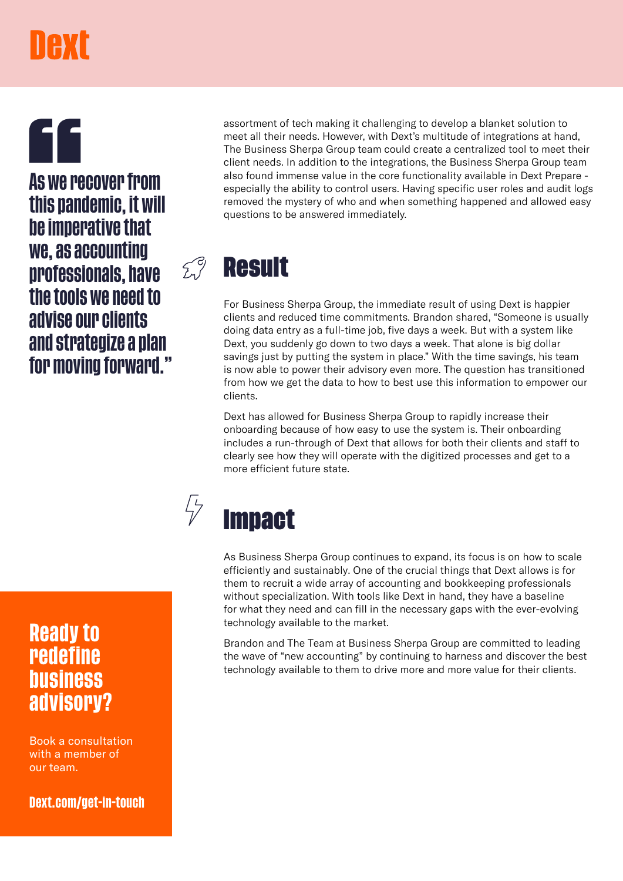> As we recover from this pandemic, it will be imperative that we, as accounting professionals, have the tools we need to advise our clients and strategize a plan for moving forward."

assortment of tech making it challenging to develop a blanket solution to meet all their needs. However, with Dext's multitude of integrations at hand, The Business Sherpa Group team could create a centralized tool to meet their client needs. In addition to the integrations, the Business Sherpa Group team also found immense value in the core functionality available in Dext Prepare - especially the ability to control users. Having specific user roles and audit logs removed the mystery of who and when something happened and allowed easy questions to be answered immediately.

## Result

For Business Sherpa Group, the immediate result of using Dext is happier clients and reduced time commitments. Brandon shared, "Someone is usually doing data entry as a full-time job, five days a week. But with a system like Dext, you suddenly go down to two days a week. That alone is big dollar savings just by putting the system in place." With the time savings, his team is now able to power their advisory even more. The question has transitioned from how we get the data to how to best use this information to empower our clients.

Dext has allowed for Business Sherpa Group to rapidly increase their onboarding because of how easy to use the system is. Their onboarding includes a run-through of Dext that allows for both their clients and staff to clearly see how they will operate with the digitized processes and get to a more efficient future state.

## Impact

As Business Sherpa Group continues to expand, its focus is on how to scale efficiently and sustainably. One of the crucial things that Dext allows is for them to recruit a wide array of accounting and bookkeeping professionals without specialization. With tools like Dext in hand, they have a baseline for what they need and can fill in the necessary gaps with the ever-evolving technology available to the market.

Brandon and The Team at Business Sherpa Group are committed to leading the wave of "new accounting" by continuing to harness and discover the best technology available to them to drive more and more value for their clients.

## Ready to redefine business advisory?

Book a consultation with a member of our team.

**Dext.com/get-in-touch**